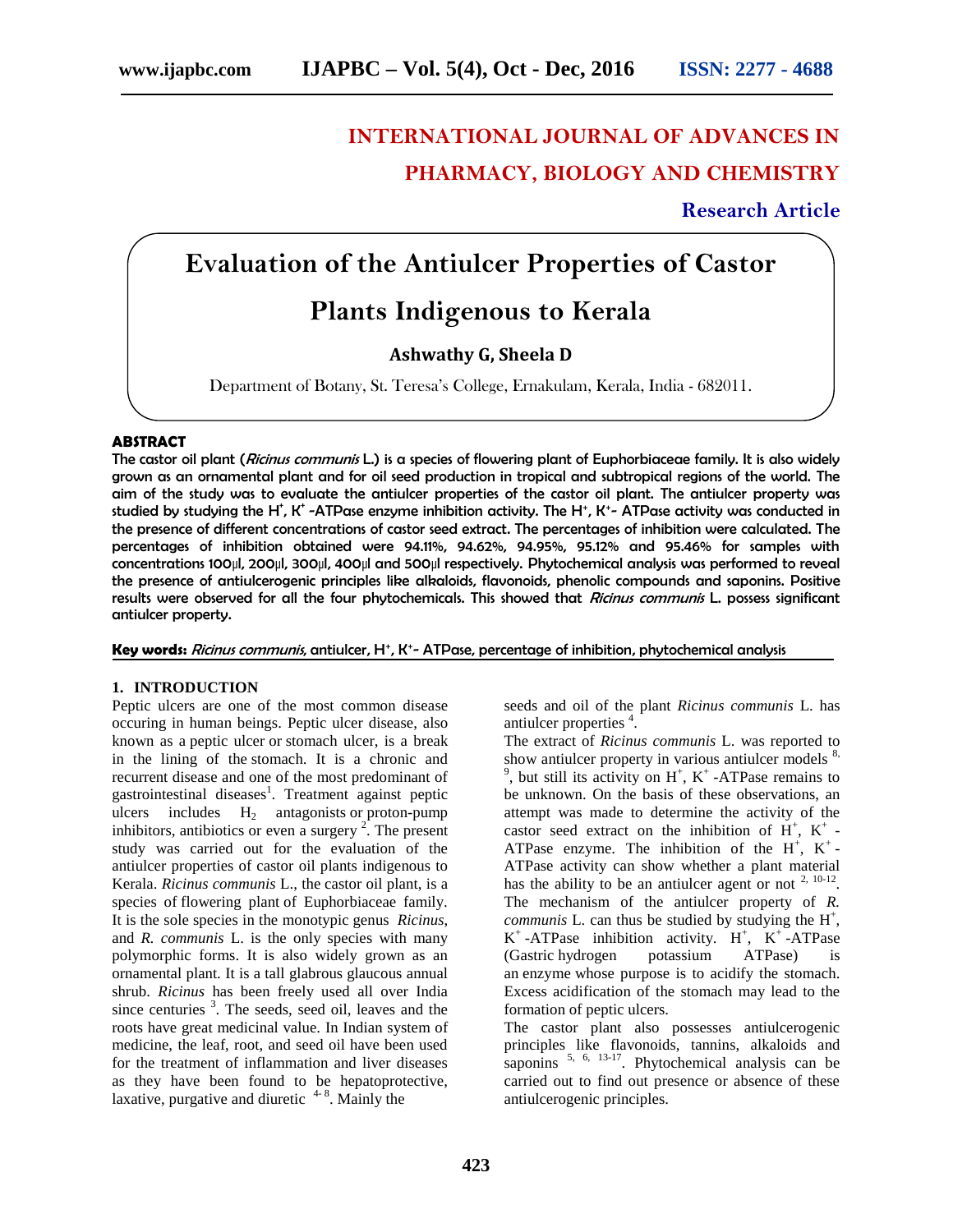# INTERNATIONAL JOURNAL OF ADVANCES IN PHARMACY, BIOLOGY AND CHEMISTRY

**Research Article**

# Evaluation of the Antiulcer Properties of Castor Plants Indigenous to Kerala

**Ashwathy G, Sheela D**

Department of Botany, St. Teresa's College, Ernakulam, Kerala, India - 682011.

## ABSTRACT

**The castor oil plant (*Ricinus communis* L.) is a species of flowering plant of Euphorbiaceae family. It is also widely grown as an ornamental plant and for oil seed production in tropical and subtropical regions of the world. The aim of the study was to evaluate the antiulcer properties of the castor oil plant. The antiulcer property was studied by studying the $H^+$, $K^+$ -ATPase enzyme inhibition activity. The $H^+$, $K^+$- ATPase activity was conducted in the presence of different concentrations of castor seed extract. The percentages of inhibition were calculated. The percentages of inhibition obtained were 94.11%, 94.62%, 94.95%, 95.12% and 95.46% for samples with concentrations 100µl, 200µl, 300µl, 400µl and 500µl respectively. Phytochemical analysis was performed to reveal the presence of antiulcerogenic principles like alkaloids, flavonoids, phenolic compounds and saponins. Positive results were observed for all the four phytochemicals. This showed that *Ricinus communis* L. possess significant antiulcer property.**

**Key words:** ***Ricinus communis*, antiulcer, $H^+$, $K^+$- ATPase, percentage of inhibition, phytochemical analysis**

## 1. INTRODUCTION

Peptic ulcers are one of the most common disease occuring in human beings. Peptic ulcer disease, also known as a peptic ulcer or stomach ulcer, is a break in the lining of the stomach. It is a chronic and recurrent disease and one of the most predominant of gastrointestinal diseases[1]. Treatment against peptic ulcers includes $H_2$ antagonists or proton-pump inhibitors, antibiotics or even a surgery [2]. The present study was carried out for the evaluation of the antiulcer properties of castor oil plants indigenous to Kerala. *Ricinus communis* L., the castor oil plant, is a species of flowering plant of Euphorbiaceae family. It is the sole species in the monotypic genus *Ricinus*, and *R. communis* L. is the only species with many polymorphic forms. It is also widely grown as an ornamental plant. It is a tall glabrous glaucous annual shrub. *Ricinus* has been freely used all over India since centuries [3]. The seeds, seed oil, leaves and the roots have great medicinal value. In Indian system of medicine, the leaf, root, and seed oil have been used for the treatment of inflammation and liver diseases as they have been found to be hepatoprotective, laxative, purgative and diuretic [4-8]. Mainly the seeds and oil of the plant *Ricinus communis* L. has antiulcer properties [4].

The extract of *Ricinus communis* L. was reported to show antiulcer property in various antiulcer models [8, 9], but still its activity on $H^+$, $K^+$ -ATPase remains to be unknown. On the basis of these observations, an attempt was made to determine the activity of the castor seed extract on the inhibition of $H^+$, $K^+$ -ATPase enzyme. The inhibition of the $H^+$, $K^+$ -ATPase activity can show whether a plant material has the ability to be an antiulcer agent or not [2, 10-12]. The mechanism of the antiulcer property of *R. communis* L. can thus be studied by studying the $H^+$, $K^+$ -ATPase inhibition activity. $H^+$, $K^+$ -ATPase (Gastric hydrogen potassium ATPase) is an enzyme whose purpose is to acidify the stomach. Excess acidification of the stomach may lead to the formation of peptic ulcers.

The castor plant also possesses antiulcerogenic principles like flavonoids, tannins, alkaloids and saponins [5, 6, 13-17]. Phytochemical analysis can be carried out to find out presence or absence of these antiulcerogenic principles.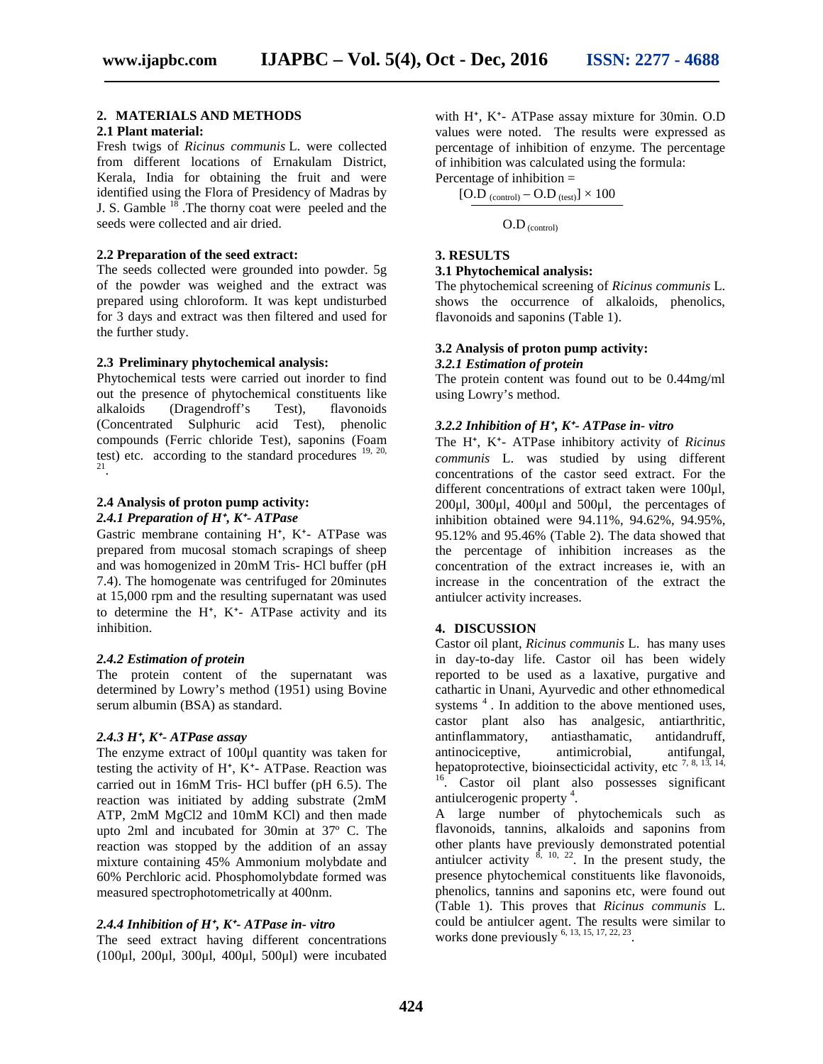## 2. MATERIALS AND METHODS

### 2.1 Plant material:

Fresh twigs of *Ricinus communis* L. were collected from different locations of Ernakulam District, Kerala, India for obtaining the fruit and were identified using the Flora of Presidency of Madras by J. S. Gamble [18] .The thorny coat were peeled and the seeds were collected and air dried.

### 2.2 Preparation of the seed extract:

The seeds collected were grounded into powder. 5g of the powder was weighed and the extract was prepared using chloroform. It was kept undisturbed for 3 days and extract was then filtered and used for the further study.

### 2.3 Preliminary phytochemical analysis:

Phytochemical tests were carried out inorder to find out the presence of phytochemical constituents like alkaloids (Dragendroff's Test), flavonoids (Concentrated Sulphuric acid Test), phenolic compounds (Ferric chloride Test), saponins (Foam test) etc. according to the standard procedures [19, 20, 21].

### 2.4 Analysis of proton pump activity:

#### *2.4.1 Preparation of $H^+$, $K^+$- ATPase*

Gastric membrane containing $H^+$, $K^+$- ATPase was prepared from mucosal stomach scrapings of sheep and was homogenized in 20mM Tris- HCl buffer (pH 7.4). The homogenate was centrifuged for 20minutes at 15,000 rpm and the resulting supernatant was used to determine the $H^+$, $K^+$- ATPase activity and its inhibition.

#### *2.4.2 Estimation of protein*

The protein content of the supernatant was determined by Lowry's method (1951) using Bovine serum albumin (BSA) as standard.

#### *2.4.3 $H^+$, $K^+$- ATPase assay*

The enzyme extract of 100µl quantity was taken for testing the activity of $H^+$, $K^+$- ATPase. Reaction was carried out in 16mM Tris- HCl buffer (pH 6.5). The reaction was initiated by adding substrate (2mM ATP, 2mM $MgCl_2$ and 10mM KCl) and then made upto 2ml and incubated for 30min at 37º C. The reaction was stopped by the addition of an assay mixture containing 45% Ammonium molybdate and 60% Perchloric acid. Phosphomolybdate formed was measured spectrophotometrically at 400nm.

#### *2.4.4 Inhibition of $H^+$, $K^+$- ATPase in- vitro*

The seed extract having different concentrations (100µl, 200µl, 300µl, 400µl, 500µl) were incubated with $H^+$, $K^+$- ATPase assay mixture for 30min. O.D values were noted. The results were expressed as percentage of inhibition of enzyme. The percentage of inhibition was calculated using the formula:

Percentage of inhibition =

$$\frac{[O.D_{(control)} - O.D_{(test)}] \times 100}{O.D_{(control)}}$$

## 3. RESULTS

### 3.1 Phytochemical analysis:

The phytochemical screening of *Ricinus communis* L. shows the occurrence of alkaloids, phenolics, flavonoids and saponins (Table 1).

### 3.2 Analysis of proton pump activity:

#### *3.2.1 Estimation of protein*

The protein content was found out to be 0.44mg/ml using Lowry's method.

#### *3.2.2 Inhibition of $H^+$, $K^+$- ATPase in- vitro*

The $H^+$, $K^+$- ATPase inhibitory activity of *Ricinus communis* L. was studied by using different concentrations of the castor seed extract. For the different concentrations of extract taken were 100µl, 200µl, 300µl, 400µl and 500µl, the percentages of inhibition obtained were 94.11%, 94.62%, 94.95%, 95.12% and 95.46% (Table 2). The data showed that the percentage of inhibition increases as the concentration of the extract increases ie, with an increase in the concentration of the extract the antiulcer activity increases.

## 4. DISCUSSION

Castor oil plant, *Ricinus communis* L. has many uses in day-to-day life. Castor oil has been widely reported to be used as a laxative, purgative and cathartic in Unani, Ayurvedic and other ethnomedical systems [4] . In addition to the above mentioned uses, castor plant also has analgesic, antiarthritic, antinflammatory, antiasthamatic, antidandruff, antinociceptive, antimicrobial, antifungal, hepatoprotective, bioinsecticidal activity, etc [7, 8, 13, 14, 16]. Castor oil plant also possesses significant antiulcerogenic property [4].

A large number of phytochemicals such as flavonoids, tannins, alkaloids and saponins from other plants have previously demonstrated potential antiulcer activity [8, 10, 22]. In the present study, the presence phytochemical constituents like flavonoids, phenolics, tannins and saponins etc, were found out (Table 1). This proves that *Ricinus communis* L. could be antiulcer agent. The results were similar to works done previously [6, 13, 15, 17, 22, 23].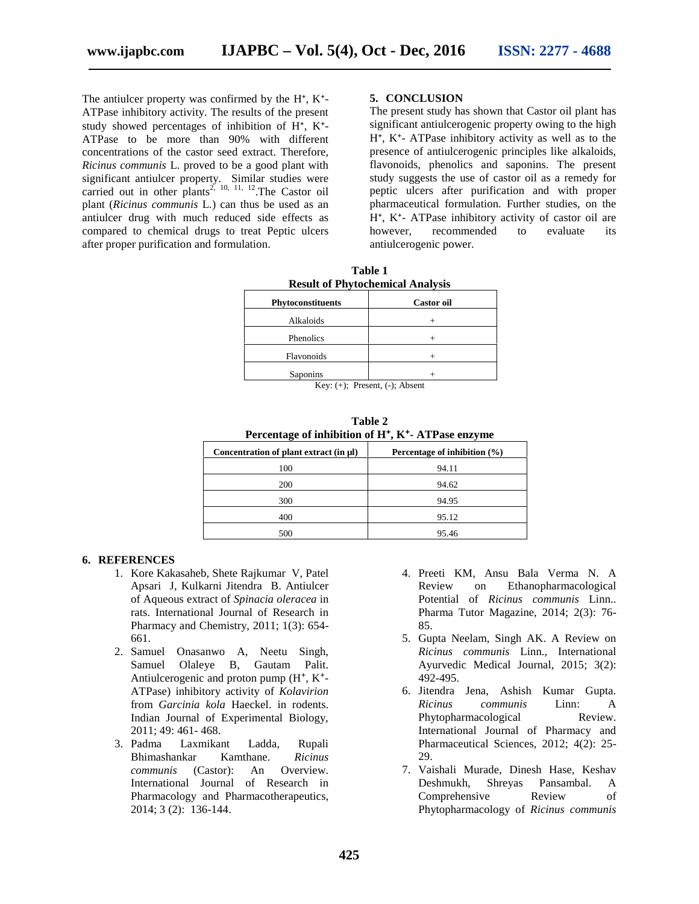The antiulcer property was confirmed by the $H^+$, $K^+$-ATPase inhibitory activity. The results of the present study showed percentages of inhibition of $H^+$, $K^+$-ATPase to be more than 90% with different concentrations of the castor seed extract. Therefore, *Ricinus communis* L. proved to be a good plant with significant antiulcer property. Similar studies were carried out in other plants[2, 10, 11, 12].The Castor oil plant (*Ricinus communis* L.) can thus be used as an antiulcer drug with much reduced side effects as compared to chemical drugs to treat Peptic ulcers after proper purification and formulation.

## 5. CONCLUSION

The present study has shown that Castor oil plant has significant antiulcerogenic property owing to the high $H^+$, $K^+$- ATPase inhibitory activity as well as to the presence of antiulcerogenic principles like alkaloids, flavonoids, phenolics and saponins. The present study suggests the use of castor oil as a remedy for peptic ulcers after purification and with proper pharmaceutical formulation. Further studies, on the $H^+$, $K^+$- ATPase inhibitory activity of castor oil are however, recommended to evaluate its antiulcerogenic power.

**Table 1**
**Result of Phytochemical Analysis**

| Phytoconstituents | Castor oil |
|---|---|
| Alkaloids | + |
| Phenolics | + |
| Flavonoids | + |
| Saponins | + |

Key: (+); Present, (-); Absent

**Table 2**
**Percentage of inhibition of $H^+$, $K^+$- ATPase enzyme**

| Concentration of plant extract (in µl) | Percentage of inhibition (%) |
|---|---|
| 100 | 94.11 |
| 200 | 94.62 |
| 300 | 94.95 |
| 400 | 95.12 |
| 500 | 95.46 |

## 6. REFERENCES

1. Kore Kakasaheb, Shete Rajkumar V, Patel Apsari J, Kulkarni Jitendra B. Antiulcer of Aqueous extract of *Spinacia oleracea* in rats. International Journal of Research in Pharmacy and Chemistry, 2011; 1(3): 654-661.
2. Samuel Onasanwo A, Neetu Singh, Samuel Olaleye B, Gautam Palit. Antiulcerogenic and proton pump ($H^+$, $K^+$-ATPase) inhibitory activity of *Kolavirion* from *Garcinia kola* Haeckel. in rodents. Indian Journal of Experimental Biology, 2011; 49: 461- 468.
3. Padma Laxmikant Ladda, Rupali Bhimashankar Kamthane. *Ricinus communis* (Castor): An Overview. International Journal of Research in Pharmacology and Pharmacotherapeutics, 2014; 3 (2): 136-144.
4. Preeti KM, Ansu Bala Verma N. A Review on Ethanopharmacological Potential of *Ricinus communis* Linn.. Pharma Tutor Magazine, 2014; 2(3): 76-85.
5. Gupta Neelam, Singh AK. A Review on *Ricinus communis* Linn., International Ayurvedic Medical Journal, 2015; 3(2): 492-495.
6. Jitendra Jena, Ashish Kumar Gupta. *Ricinus communis* Linn: A Phytopharmacological Review. International Journal of Pharmacy and Pharmaceutical Sciences, 2012; 4(2): 25-29.
7. Vaishali Murade, Dinesh Hase, Keshav Deshmukh, Shreyas Pansambal. A Comprehensive Review of Phytopharmacology of *Ricinus communis*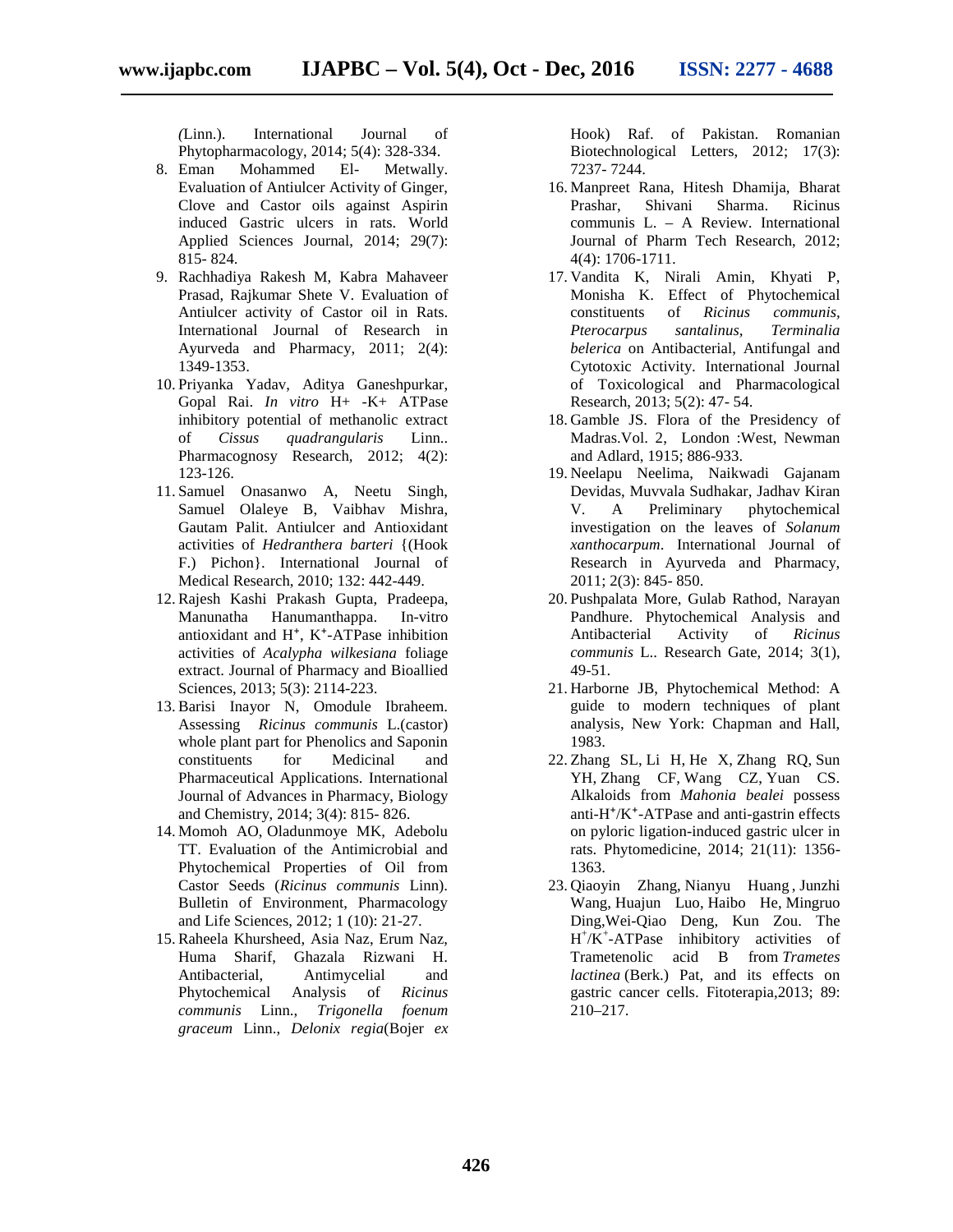*(*Linn.). International Journal of Phytopharmacology, 2014; 5(4): 328-334.

8. Eman Mohammed El- Metwally. Evaluation of Antiulcer Activity of Ginger, Clove and Castor oils against Aspirin induced Gastric ulcers in rats. World Applied Sciences Journal, 2014; 29(7): 815- 824.
9. Rachhadiya Rakesh M, Kabra Mahaveer Prasad, Rajkumar Shete V. Evaluation of Antiulcer activity of Castor oil in Rats. International Journal of Research in Ayurveda and Pharmacy, 2011; 2(4): 1349-1353.
10. Priyanka Yadav, Aditya Ganeshpurkar, Gopal Rai. *In vitro* H+ -K+ ATPase inhibitory potential of methanolic extract of *Cissus quadrangularis* Linn.. Pharmacognosy Research, 2012; 4(2): 123-126.
11. Samuel Onasanwo A, Neetu Singh, Samuel Olaleye B, Vaibhav Mishra, Gautam Palit. Antiulcer and Antioxidant activities of *Hedranthera barteri* {(Hook F.) Pichon}. International Journal of Medical Research, 2010; 132: 442-449.
12. Rajesh Kashi Prakash Gupta, Pradeepa, Manunatha Hanumanthappa. In-vitro antioxidant and $H^{+}$, $K^{+}$-ATPase inhibition activities of *Acalypha wilkesiana* foliage extract. Journal of Pharmacy and Bioallied Sciences, 2013; 5(3): 2114-223.
13. Barisi Inayor N, Omodule Ibraheem. Assessing *Ricinus communis* L.(castor) whole plant part for Phenolics and Saponin constituents for Medicinal and Pharmaceutical Applications. International Journal of Advances in Pharmacy, Biology and Chemistry, 2014; 3(4): 815- 826.
14. Momoh AO, Oladunmoye MK, Adebolu TT. Evaluation of the Antimicrobial and Phytochemical Properties of Oil from Castor Seeds (*Ricinus communis* Linn). Bulletin of Environment, Pharmacology and Life Sciences, 2012; 1 (10): 21-27.
15. Raheela Khursheed, Asia Naz, Erum Naz, Huma Sharif, Ghazala Rizwani H. Antibacterial, Antimycelial and Phytochemical Analysis of *Ricinus communis* Linn., *Trigonella foenum graceum* Linn., *Delonix regia*(Bojer *ex* Hook) Raf. of Pakistan. Romanian Biotechnological Letters, 2012; 17(3): 7237- 7244.
16. Manpreet Rana, Hitesh Dhamija, Bharat Prashar, Shivani Sharma. Ricinus communis L. – A Review. International Journal of Pharm Tech Research, 2012; 4(4): 1706-1711.
17. Vandita K, Nirali Amin, Khyati P, Monisha K. Effect of Phytochemical constituents of *Ricinus communis, Pterocarpus santalinus, Terminalia belerica* on Antibacterial, Antifungal and Cytotoxic Activity. International Journal of Toxicological and Pharmacological Research, 2013; 5(2): 47- 54.
18. Gamble JS. Flora of the Presidency of Madras.Vol. 2, London :West, Newman and Adlard, 1915; 886-933.
19. Neelapu Neelima, Naikwadi Gajanam Devidas, Muvvala Sudhakar, Jadhav Kiran V. A Preliminary phytochemical investigation on the leaves of *Solanum xanthocarpum*. International Journal of Research in Ayurveda and Pharmacy, 2011; 2(3): 845- 850.
20. Pushpalata More, Gulab Rathod, Narayan Pandhure. Phytochemical Analysis and Antibacterial Activity of *Ricinus communis* L.. Research Gate, 2014; 3(1), 49-51.
21. Harborne JB, Phytochemical Method: A guide to modern techniques of plant analysis, New York: Chapman and Hall, 1983.
22. Zhang SL, Li H, He X, Zhang RQ, Sun YH, Zhang CF, Wang CZ, Yuan CS. Alkaloids from *Mahonia bealei* possess anti-$H^{+}$/$K^{+}$-ATPase and anti-gastrin effects on pyloric ligation-induced gastric ulcer in rats. Phytomedicine, 2014; 21(11): 1356-1363.
23. Qiaoyin Zhang, Nianyu Huang, Junzhi Wang, Huajun Luo, Haibo He, Mingruo Ding,Wei-Qiao Deng, Kun Zou. The $H^{+}$/$K^{+}$-ATPase inhibitory activities of Trametenolic acid B from *Trametes lactinea* (Berk.) Pat, and its effects on gastric cancer cells. Fitoterapia,2013; 89: 210–217.